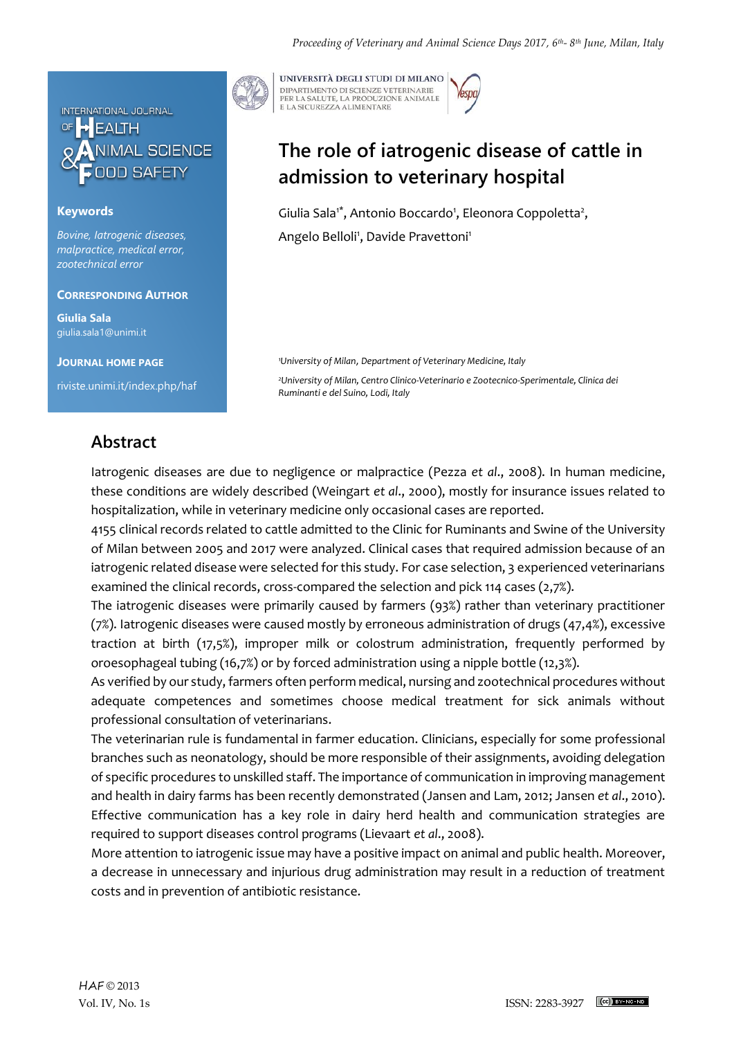INTERNATIONAL JOURNAL OF HEALTH & ANIMAL SCIENCE FOOD SAFETY

**Keywords**

*Bovine, Iatrogenic diseases, malpractice, medical error, zootechnical error*

**Corresponding Author**

**Giulia Sala**
giulia.sala1@unimi.it

**Journal Home Page**

riviste.unimi.it/index.php/haf

UNIVERSITÀ DEGLI STUDI DI MILANO
DIPARTIMENTO DI SCIENZE VETERINARIE PER LA SALUTE, LA PRODUZIONE ANIMALE E LA SICUREZZA ALIMENTARE

# The role of iatrogenic disease of cattle in admission to veterinary hospital

Giulia Sala[1*], Antonio Boccardo[1], Eleonora Coppoletta[2], Angelo Belloli[1], Davide Pravettoni[1]

[1]*University of Milan, Department of Veterinary Medicine, Italy*

[2]*University of Milan, Centro Clinico-Veterinario e Zootecnico-Sperimentale, Clinica dei Ruminanti e del Suino, Lodi, Italy*

## Abstract

Iatrogenic diseases are due to negligence or malpractice (Pezza *et al*., 2008). In human medicine, these conditions are widely described (Weingart *et al*., 2000), mostly for insurance issues related to hospitalization, while in veterinary medicine only occasional cases are reported.

4155 clinical records related to cattle admitted to the Clinic for Ruminants and Swine of the University of Milan between 2005 and 2017 were analyzed. Clinical cases that required admission because of an iatrogenic related disease were selected for this study. For case selection, 3 experienced veterinarians examined the clinical records, cross-compared the selection and pick 114 cases (2,7%).

The iatrogenic diseases were primarily caused by farmers (93%) rather than veterinary practitioner (7%). Iatrogenic diseases were caused mostly by erroneous administration of drugs (47,4%), excessive traction at birth (17,5%), improper milk or colostrum administration, frequently performed by oroesophageal tubing (16,7%) or by forced administration using a nipple bottle (12,3%).

As verified by our study, farmers often perform medical, nursing and zootechnical procedures without adequate competences and sometimes choose medical treatment for sick animals without professional consultation of veterinarians.

The veterinarian rule is fundamental in farmer education. Clinicians, especially for some professional branches such as neonatology, should be more responsible of their assignments, avoiding delegation of specific procedures to unskilled staff. The importance of communication in improving management and health in dairy farms has been recently demonstrated (Jansen and Lam, 2012; Jansen *et al*., 2010). Effective communication has a key role in dairy herd health and communication strategies are required to support diseases control programs (Lievaart *et al*., 2008).

More attention to iatrogenic issue may have a positive impact on animal and public health. Moreover, a decrease in unnecessary and injurious drug administration may result in a reduction of treatment costs and in prevention of antibiotic resistance.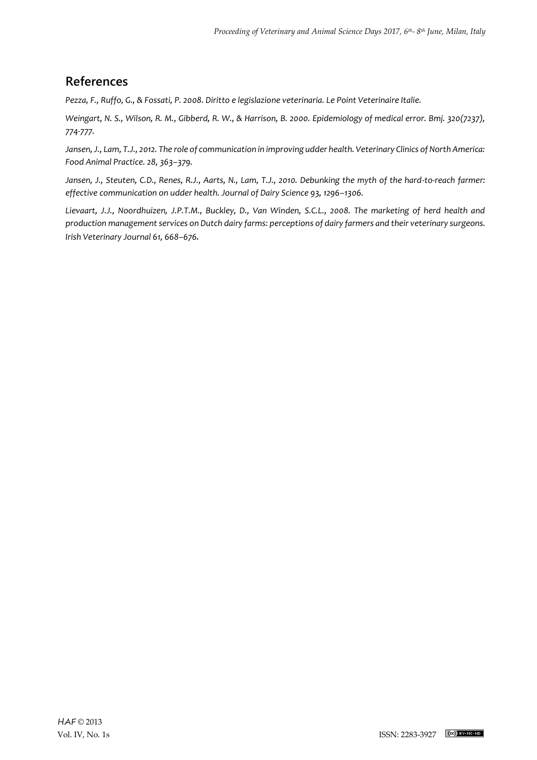## References

*Pezza, F., Ruffo, G., & Fossati, P. 2008. Diritto e legislazione veterinaria. Le Point Veterinaire Italie.*

*Weingart, N. S., Wilson, R. M., Gibberd, R. W., & Harrison, B. 2000. Epidemiology of medical error. Bmj. 320(7237), 774-777.*

*Jansen, J., Lam, T.J., 2012. The role of communication in improving udder health. Veterinary Clinics of North America: Food Animal Practice. 28, 363–379.*

*Jansen, J., Steuten, C.D., Renes, R.J., Aarts, N., Lam, T.J., 2010. Debunking the myth of the hard-to-reach farmer: effective communication on udder health. Journal of Dairy Science 93, 1296–1306.*

*Lievaart, J.J., Noordhuizen, J.P.T.M., Buckley, D., Van Winden, S.C.L., 2008. The marketing of herd health and production management services on Dutch dairy farms: perceptions of dairy farmers and their veterinary surgeons. Irish Veterinary Journal 61, 668–676.*